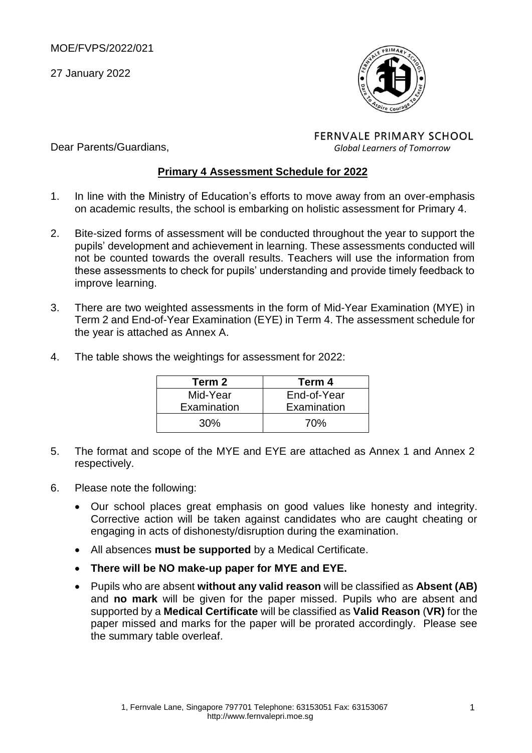MOE/FVPS/2022/021

27 January 2022

FERNVALE PRIMARY SCHOOL
*Global Learners of Tomorrow*

Dear Parents/Guardians,

## Primary 4 Assessment Schedule for 2022

1. In line with the Ministry of Education's efforts to move away from an over-emphasis on academic results, the school is embarking on holistic assessment for Primary 4.

2. Bite-sized forms of assessment will be conducted throughout the year to support the pupils' development and achievement in learning. These assessments conducted will not be counted towards the overall results. Teachers will use the information from these assessments to check for pupils' understanding and provide timely feedback to improve learning.

3. There are two weighted assessments in the form of Mid-Year Examination (MYE) in Term 2 and End-of-Year Examination (EYE) in Term 4. The assessment schedule for the year is attached as Annex A.

4. The table shows the weightings for assessment for 2022:

| Term 2 | Term 4 |
|---|---|
| Mid-Year Examination | End-of-Year Examination |
| 30% | 70% |

5. The format and scope of the MYE and EYE are attached as Annex 1 and Annex 2 respectively.

6. Please note the following:
   - Our school places great emphasis on good values like honesty and integrity. Corrective action will be taken against candidates who are caught cheating or engaging in acts of dishonesty/disruption during the examination.
   - All absences **must be supported** by a Medical Certificate.
   - **There will be NO make-up paper for MYE and EYE.**
   - Pupils who are absent **without any valid reason** will be classified as **Absent (AB)** and **no mark** will be given for the paper missed. Pupils who are absent and supported by a **Medical Certificate** will be classified as **Valid Reason** (**VR)** for the paper missed and marks for the paper will be prorated accordingly. Please see the summary table overleaf.

1, Fernvale Lane, Singapore 797701 Telephone: 63153051 Fax: 63153067
http://www.fernvalepri.moe.sg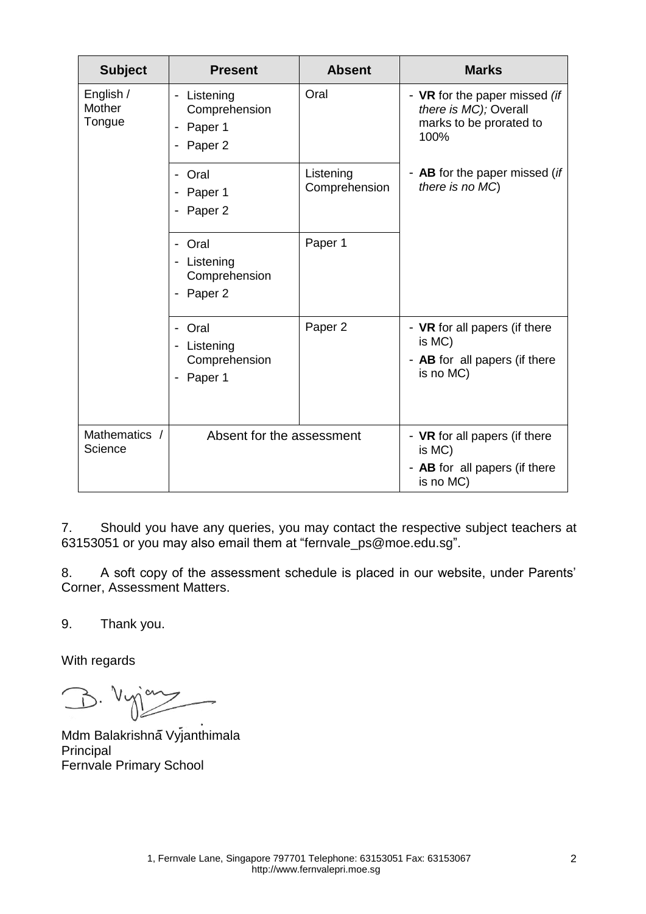| Subject | Present | Absent | Marks |
|---|---|---|---|
| English / Mother Tongue | - Listening Comprehension<br>- Paper 1<br>- Paper 2 | Oral | - **VR** for the paper missed *(if there is MC);* Overall marks to be prorated to 100%<br><br>- **AB** for the paper missed (*if there is no MC*) |
| | - Oral<br>- Paper 1<br>- Paper 2 | Listening Comprehension | |
| | - Oral<br>- Listening Comprehension<br>- Paper 2 | Paper 1 | |
| | - Oral<br>- Listening Comprehension<br>- Paper 1 | Paper 2 | - **VR** for all papers (if there is MC)<br>- **AB** for all papers (if there is no MC) |
| Mathematics / Science | Absent for the assessment | | - **VR** for all papers (if there is MC)<br>- **AB** for all papers (if there is no MC) |

7. Should you have any queries, you may contact the respective subject teachers at 63153051 or you may also email them at "fernvale_ps@moe.edu.sg".

8. A soft copy of the assessment schedule is placed in our website, under Parents' Corner, Assessment Matters.

9. Thank you.

With regards

Mdm Balakrishna Vyjanthimala
Principal
Fernvale Primary School

1, Fernvale Lane, Singapore 797701 Telephone: 63153051 Fax: 63153067
http://www.fernvalepri.moe.sg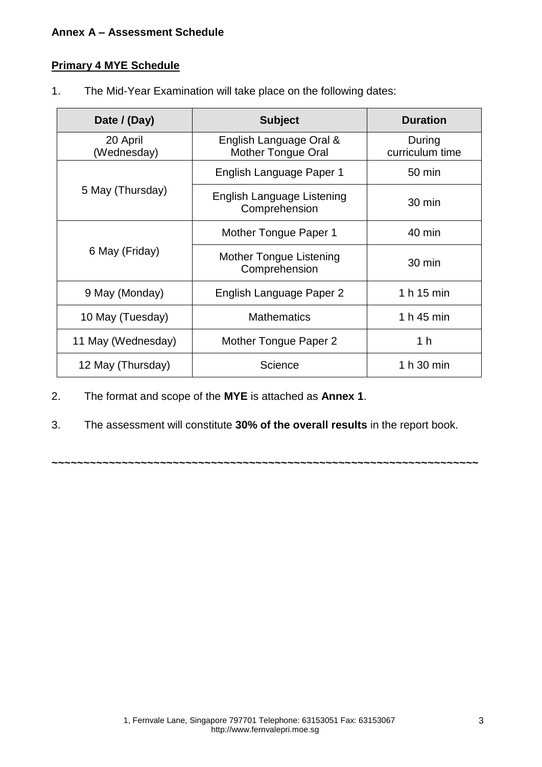**Annex A – Assessment Schedule**

**Primary 4 MYE Schedule**

1. The Mid-Year Examination will take place on the following dates:

| Date / (Day) | Subject | Duration |
|---|---|---|
| 20 April (Wednesday) | English Language Oral & Mother Tongue Oral | During curriculum time |
| 5 May (Thursday) | English Language Paper 1 | 50 min |
| | English Language Listening Comprehension | 30 min |
| 6 May (Friday) | Mother Tongue Paper 1 | 40 min |
| | Mother Tongue Listening Comprehension | 30 min |
| 9 May (Monday) | English Language Paper 2 | 1 h 15 min |
| 10 May (Tuesday) | Mathematics | 1 h 45 min |
| 11 May (Wednesday) | Mother Tongue Paper 2 | 1 h |
| 12 May (Thursday) | Science | 1 h 30 min |

2. The format and scope of the **MYE** is attached as **Annex 1**.

3. The assessment will constitute **30% of the overall results** in the report book.

~~~~~~~~~~~~~~~~~~~~~~~~~~~~~~~~~~~~~~~~~~~~~~~~~~~~~~~~~~~~~~~~~~~~~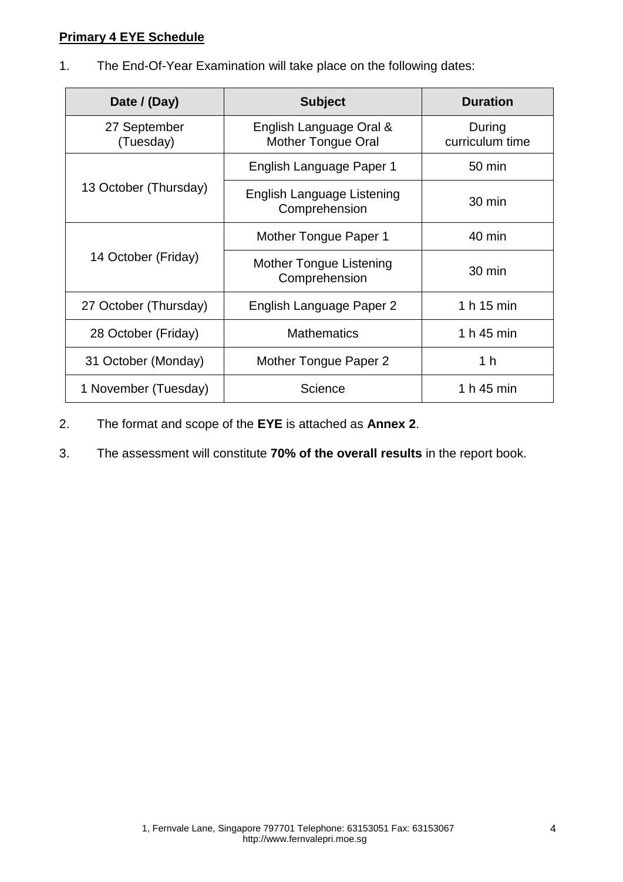**Primary 4 EYE Schedule**

1. The End-Of-Year Examination will take place on the following dates:

| Date / (Day) | Subject | Duration |
|---|---|---|
| 27 September (Tuesday) | English Language Oral & Mother Tongue Oral | During curriculum time |
| 13 October (Thursday) | English Language Paper 1 | 50 min |
| | English Language Listening Comprehension | 30 min |
| 14 October (Friday) | Mother Tongue Paper 1 | 40 min |
| | Mother Tongue Listening Comprehension | 30 min |
| 27 October (Thursday) | English Language Paper 2 | 1 h 15 min |
| 28 October (Friday) | Mathematics | 1 h 45 min |
| 31 October (Monday) | Mother Tongue Paper 2 | 1 h |
| 1 November (Tuesday) | Science | 1 h 45 min |

2. The format and scope of the **EYE** is attached as **Annex 2**.

3. The assessment will constitute **70% of the overall results** in the report book.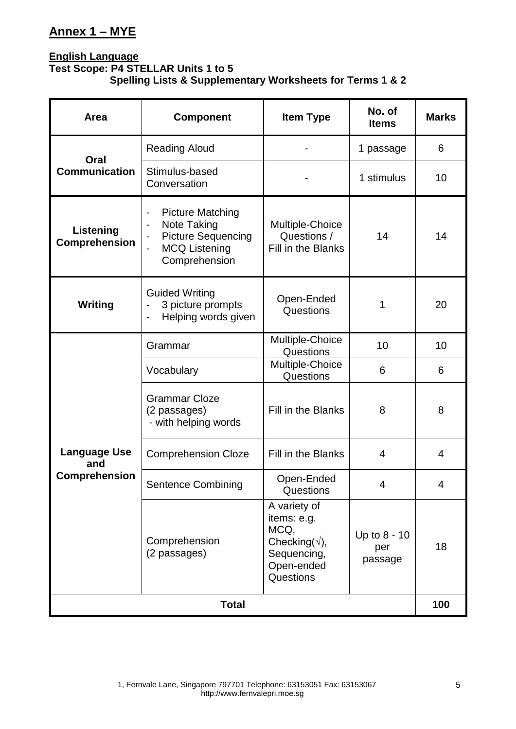## Annex 1 – MYE

**English Language**

**Test Scope: P4 STELLAR Units 1 to 5**
**Spelling Lists & Supplementary Worksheets for Terms 1 & 2**

| Area | Component | Item Type | No. of Items | Marks |
|---|---|---|---|---|
| **Oral Communication** | Reading Aloud | - | 1 passage | 6 |
| | Stimulus-based Conversation | - | 1 stimulus | 10 |
| **Listening Comprehension** | - Picture Matching<br>- Note Taking<br>- Picture Sequencing<br>- MCQ Listening Comprehension | Multiple-Choice Questions / Fill in the Blanks | 14 | 14 |
| **Writing** | Guided Writing<br>- 3 picture prompts<br>- Helping words given | Open-Ended Questions | 1 | 20 |
| **Language Use and Comprehension** | Grammar | Multiple-Choice Questions | 10 | 10 |
| | Vocabulary | Multiple-Choice Questions | 6 | 6 |
| | Grammar Cloze (2 passages) - with helping words | Fill in the Blanks | 8 | 8 |
| | Comprehension Cloze | Fill in the Blanks | 4 | 4 |
| | Sentence Combining | Open-Ended Questions | 4 | 4 |
| | Comprehension (2 passages) | A variety of items: e.g. MCQ, Checking(√), Sequencing, Open-ended Questions | Up to 8 - 10 per passage | 18 |
| **Total** | | | | **100** |

1, Fernvale Lane, Singapore 797701 Telephone: 63153051 Fax: 63153067
http://www.fernvalepri.moe.sg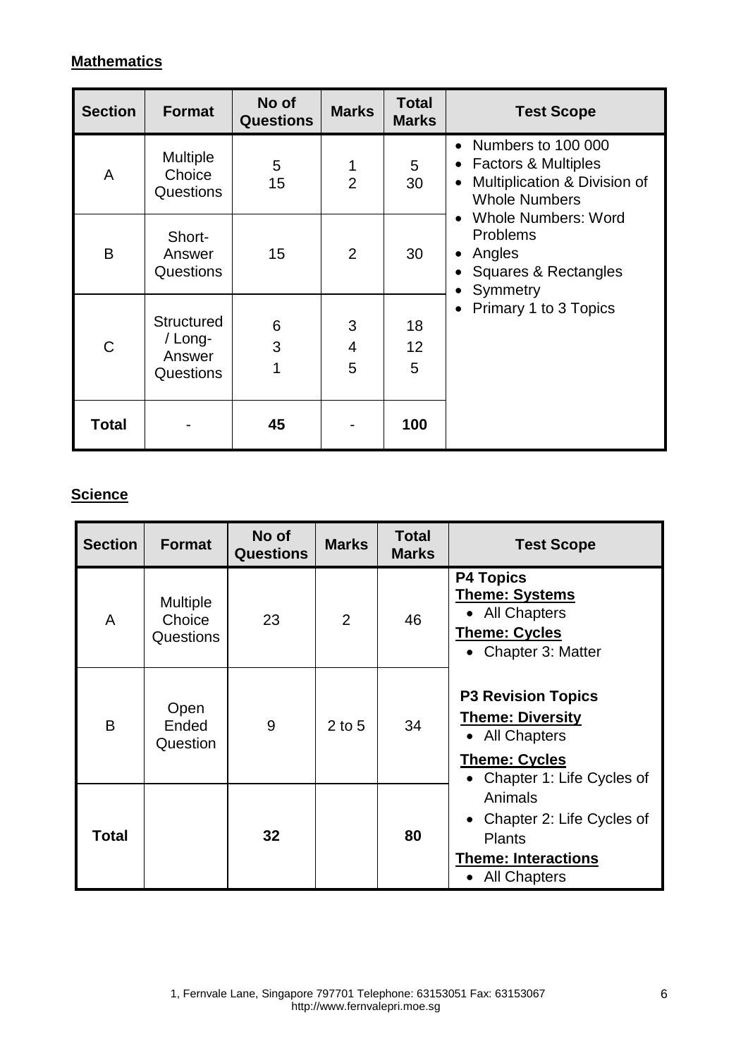**Mathematics**

| Section | Format | No of Questions | Marks | Total Marks | Test Scope |
|---|---|---|---|---|---|
| A | Multiple Choice Questions | 5<br>15 | 1<br>2 | 5<br>30 | • Numbers to 100 000<br>• Factors & Multiples<br>• Multiplication & Division of Whole Numbers<br>• Whole Numbers: Word Problems<br>• Angles<br>• Squares & Rectangles<br>• Symmetry<br>• Primary 1 to 3 Topics |
| B | Short-Answer Questions | 15 | 2 | 30 | |
| C | Structured / Long-Answer Questions | 6<br>3<br>1 | 3<br>4<br>5 | 18<br>12<br>5 | |
| **Total** | - | **45** | - | **100** | |

**Science**

| Section | Format | No of Questions | Marks | Total Marks | Test Scope |
|---|---|---|---|---|---|
| A | Multiple Choice Questions | 23 | 2 | 46 | **P4 Topics**<br>**Theme: Systems**<br>• All Chapters<br>**Theme: Cycles**<br>• Chapter 3: Matter |
| B | Open Ended Question | 9 | 2 to 5 | 34 | **P3 Revision Topics**<br>**Theme: Diversity**<br>• All Chapters<br>**Theme: Cycles**<br>• Chapter 1: Life Cycles of Animals<br>• Chapter 2: Life Cycles of Plants<br>**Theme: Interactions**<br>• All Chapters |
| **Total** | | **32** | | **80** | |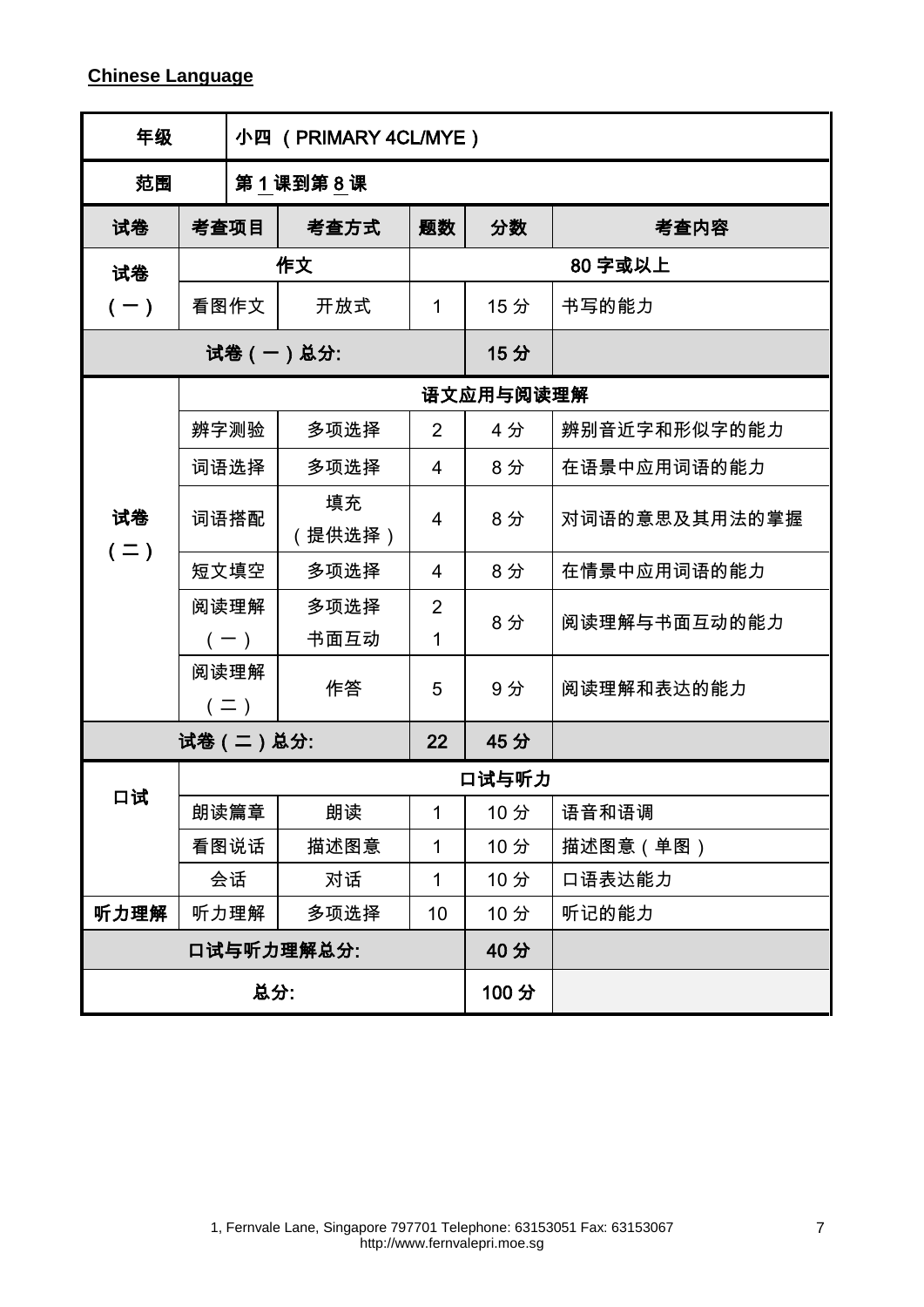**Chinese Language**

| 年级 | 小四 （PRIMARY 4CL/MYE） | | | | |
|---|---|---|---|---|---|
| 范围 | 第 1 课到第 8 课 | | | | |
| 试卷 | 考查项目 | 考查方式 | 题数 | 分数 | 考查内容 |
| 试卷（一） | 作文 | | 80 字或以上 | | |
| | 看图作文 | 开放式 | 1 | 15 分 | 书写的能力 |
| 试卷（一）总分: | | | | 15 分 | |
| 试卷（二） | 语文应用与阅读理解 | | | | |
| | 辨字测验 | 多项选择 | 2 | 4 分 | 辨别音近字和形似字的能力 |
| | 词语选择 | 多项选择 | 4 | 8 分 | 在语景中应用词语的能力 |
| | 词语搭配 | 填充（提供选择） | 4 | 8 分 | 对词语的意思及其用法的掌握 |
| | 短文填空 | 多项选择 | 4 | 8 分 | 在情景中应用词语的能力 |
| | 阅读理解（一） | 多项选择<br>书面互动 | 2<br>1 | 8 分 | 阅读理解与书面互动的能力 |
| | 阅读理解（二） | 作答 | 5 | 9 分 | 阅读理解和表达的能力 |
| 试卷（二）总分: | | | 22 | 45 分 | |
| 口试 | 口试与听力 | | | | |
| | 朗读篇章 | 朗读 | 1 | 10 分 | 语音和语调 |
| | 看图说话 | 描述图意 | 1 | 10 分 | 描述图意（单图） |
| | 会话 | 对话 | 1 | 10 分 | 口语表达能力 |
| 听力理解 | 听力理解 | 多项选择 | 10 | 10 分 | 听记的能力 |
| 口试与听力理解总分: | | | | 40 分 | |
| 总分: | | | | 100 分 | |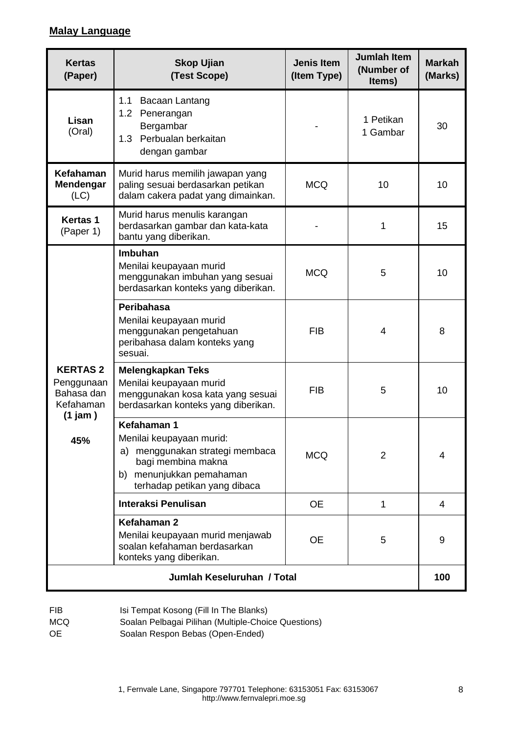**Malay Language**

| Kertas (Paper) | Skop Ujian (Test Scope) | Jenis Item (Item Type) | Jumlah Item (Number of Items) | Markah (Marks) |
|---|---|---|---|---|
| **Lisan** (Oral) | 1.1 Bacaan Lantang<br>1.2 Penerangan Bergambar<br>1.3 Perbualan berkaitan dengan gambar | - | 1 Petikan<br>1 Gambar | 30 |
| **Kefahaman Mendengar** (LC) | Murid harus memilih jawapan yang paling sesuai berdasarkan petikan dalam cakera padat yang dimainkan. | MCQ | 10 | 10 |
| **Kertas 1** (Paper 1) | Murid harus menulis karangan berdasarkan gambar dan kata-kata bantu yang diberikan. | - | 1 | 15 |
| **KERTAS 2** Penggunaan Bahasa dan Kefahaman **(1 jam)** **45%** | **Imbuhan**<br>Menilai keupayaan murid menggunakan imbuhan yang sesuai berdasarkan konteks yang diberikan. | MCQ | 5 | 10 |
| | **Peribahasa**<br>Menilai keupayaan murid menggunakan pengetahuan peribahasa dalam konteks yang sesuai. | FIB | 4 | 8 |
| | **Melengkapkan Teks**<br>Menilai keupayaan murid menggunakan kosa kata yang sesuai berdasarkan konteks yang diberikan. | FIB | 5 | 10 |
| | **Kefahaman 1**<br>Menilai keupayaan murid:<br>a) menggunakan strategi membaca bagi membina makna<br>b) menunjukkan pemahaman terhadap petikan yang dibaca | MCQ | 2 | 4 |
| | **Interaksi Penulisan** | OE | 1 | 4 |
| | **Kefahaman 2**<br>Menilai keupayaan murid menjawab soalan kefahaman berdasarkan konteks yang diberikan. | OE | 5 | 9 |
| **Jumlah Keseluruhan / Total** | | | | **100** |

FIB Isi Tempat Kosong (Fill In The Blanks)
MCQ Soalan Pelbagai Pilihan (Multiple-Choice Questions)
OE Soalan Respon Bebas (Open-Ended)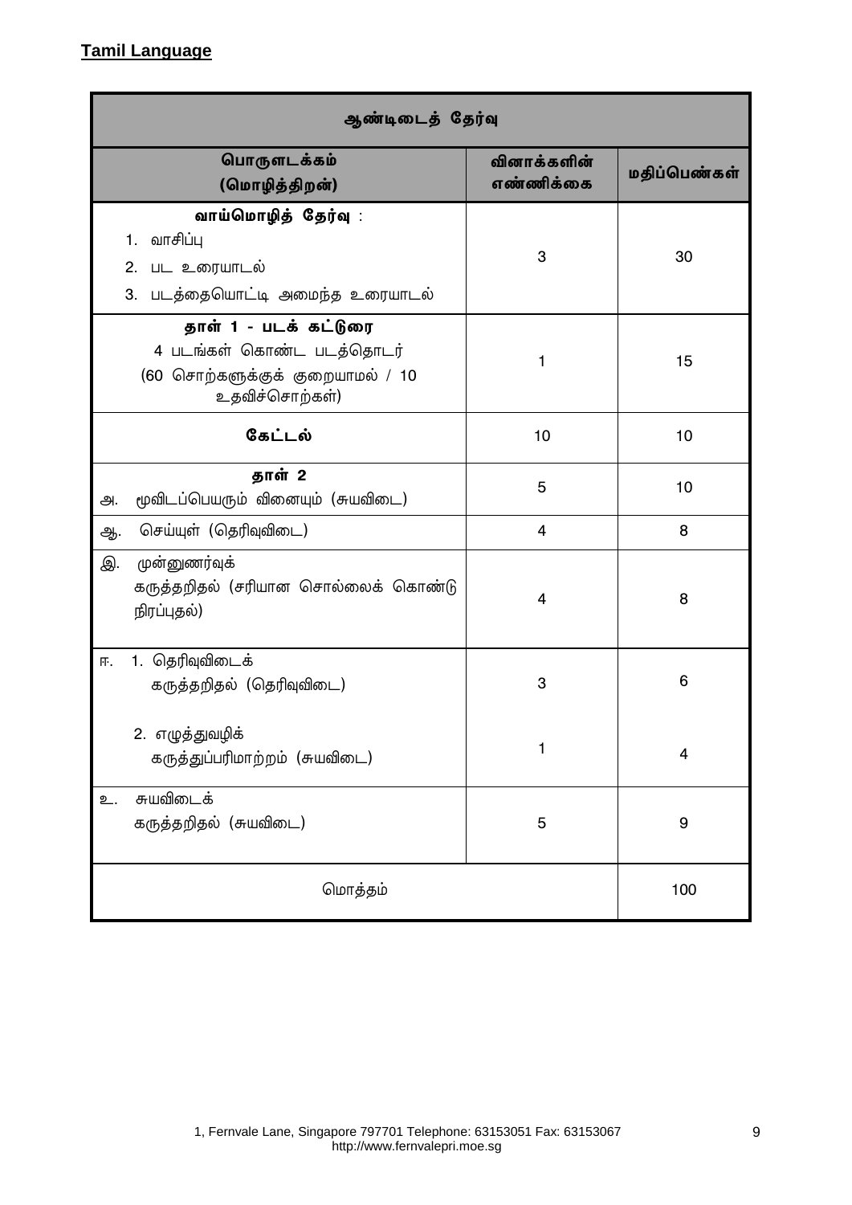**Tamil Language**

| ஆண்டிடைத் தேர்வு | | |
|---|---|---|
| **பொருளடக்கம் (மொழித்திறன்)** | **வினாக்களின் எண்ணிக்கை** | **மதிப்பெண்கள்** |
| **வாய்மொழித் தேர்வு** : 1. வாசிப்பு 2. பட உரையாடல் 3. படத்தையொட்டி அமைந்த உரையாடல் | 3 | 30 |
| **தாள் 1 - படக் கட்டுரை** 4 படங்கள் கொண்ட படத்தொடர் (60 சொற்களுக்குக் குறையாமல் / 10 உதவிச்சொற்கள்) | 1 | 15 |
| **கேட்டல்** | 10 | 10 |
| **தாள் 2** அ. மூவிடப்பெயரும் வினையும் (சுயவிடை) | 5 | 10 |
| ஆ. செய்யுள் (தெரிவுவிடை) | 4 | 8 |
| இ. முன்னுணர்வுக் கருத்தறிதல் (சரியான சொல்லைக் கொண்டு நிரப்புதல்) | 4 | 8 |
| ஈ. 1. தெரிவுவிடைக் கருத்தறிதல் (தெரிவுவிடை) | 3 | 6 |
| 2. எழுத்துவழிக் கருத்துப்பரிமாற்றம் (சுயவிடை) | 1 | 4 |
| உ. சுயவிடைக் கருத்தறிதல் (சுயவிடை) | 5 | 9 |
| மொத்தம் | | 100 |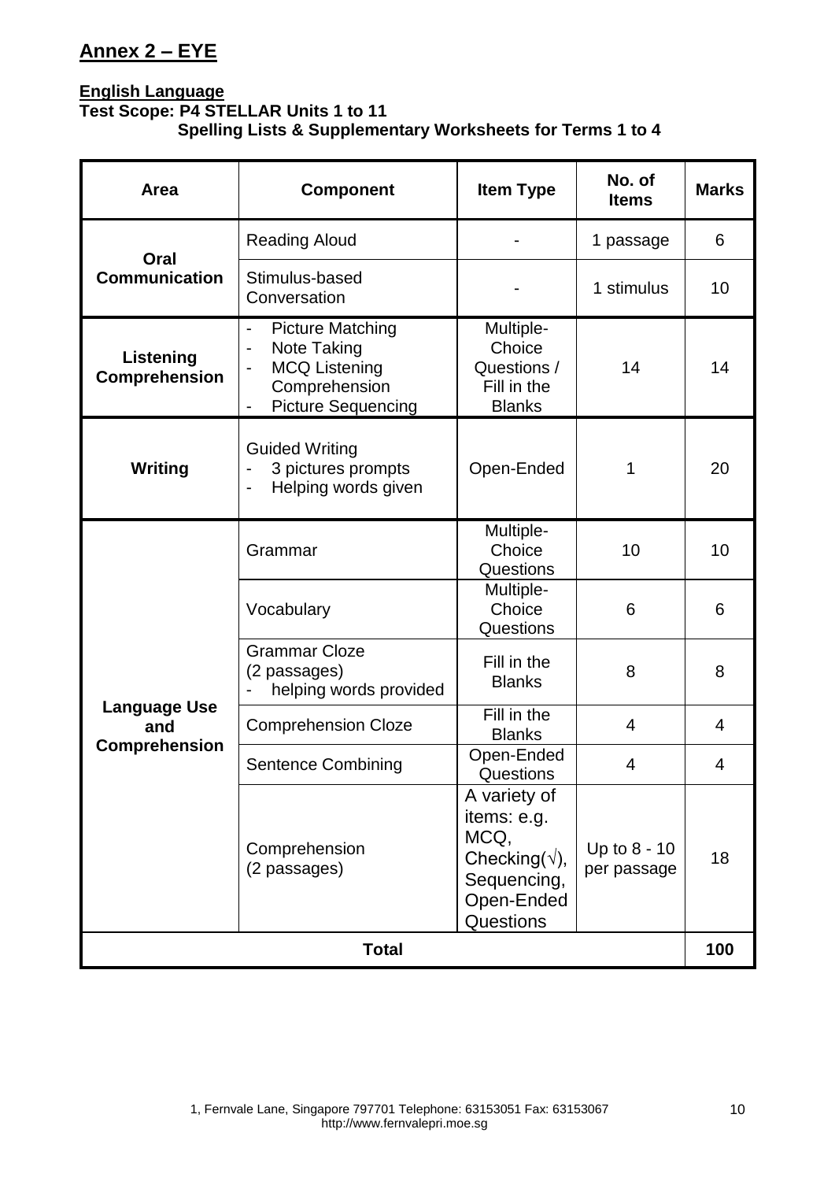## Annex 2 – EYE

**English Language**

**Test Scope: P4 STELLAR Units 1 to 11**
**Spelling Lists & Supplementary Worksheets for Terms 1 to 4**

| Area | Component | Item Type | No. of Items | Marks |
|---|---|---|---|---|
| Oral Communication | Reading Aloud | - | 1 passage | 6 |
| | Stimulus-based Conversation | - | 1 stimulus | 10 |
| Listening Comprehension | - Picture Matching<br>- Note Taking<br>- MCQ Listening Comprehension<br>- Picture Sequencing | Multiple-Choice Questions / Fill in the Blanks | 14 | 14 |
| Writing | Guided Writing<br>- 3 pictures prompts<br>- Helping words given | Open-Ended | 1 | 20 |
| Language Use and Comprehension | Grammar | Multiple-Choice Questions | 10 | 10 |
| | Vocabulary | Multiple-Choice Questions | 6 | 6 |
| | Grammar Cloze (2 passages)<br>- helping words provided | Fill in the Blanks | 8 | 8 |
| | Comprehension Cloze | Fill in the Blanks | 4 | 4 |
| | Sentence Combining | Open-Ended Questions | 4 | 4 |
| | Comprehension (2 passages) | A variety of items: e.g. MCQ, Checking(√), Sequencing, Open-Ended Questions | Up to 8 - 10 per passage | 18 |
| **Total** | | | | **100** |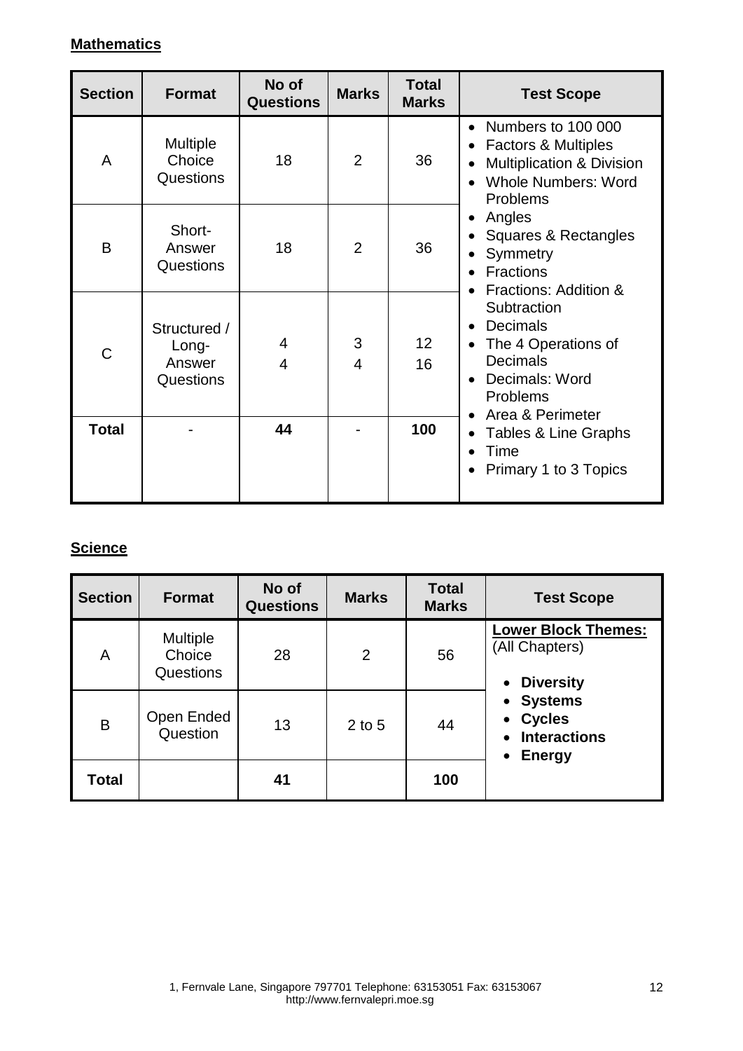**Mathematics**

| Section | Format | No of Questions | Marks | Total Marks | Test Scope |
|---|---|---|---|---|---|
| A | Multiple Choice Questions | 18 | 2 | 36 | • Numbers to 100 000<br>• Factors & Multiples<br>• Multiplication & Division<br>• Whole Numbers: Word Problems<br>• Angles<br>• Squares & Rectangles<br>• Symmetry<br>• Fractions<br>• Fractions: Addition & Subtraction<br>• Decimals<br>• The 4 Operations of Decimals<br>• Decimals: Word Problems<br>• Area & Perimeter<br>• Tables & Line Graphs<br>• Time<br>• Primary 1 to 3 Topics |
| B | Short-Answer Questions | 18 | 2 | 36 | |
| C | Structured / Long-Answer Questions | 4<br>4 | 3<br>4 | 12<br>16 | |
| **Total** | - | **44** | - | **100** | |

**Science**

| Section | Format | No of Questions | Marks | Total Marks | Test Scope |
|---|---|---|---|---|---|
| A | Multiple Choice Questions | 28 | 2 | 56 | **Lower Block Themes:** (All Chapters)<br>• **Diversity**<br>• **Systems**<br>• **Cycles**<br>• **Interactions**<br>• **Energy** |
| B | Open Ended Question | 13 | 2 to 5 | 44 | |
| **Total** | | **41** | | **100** | |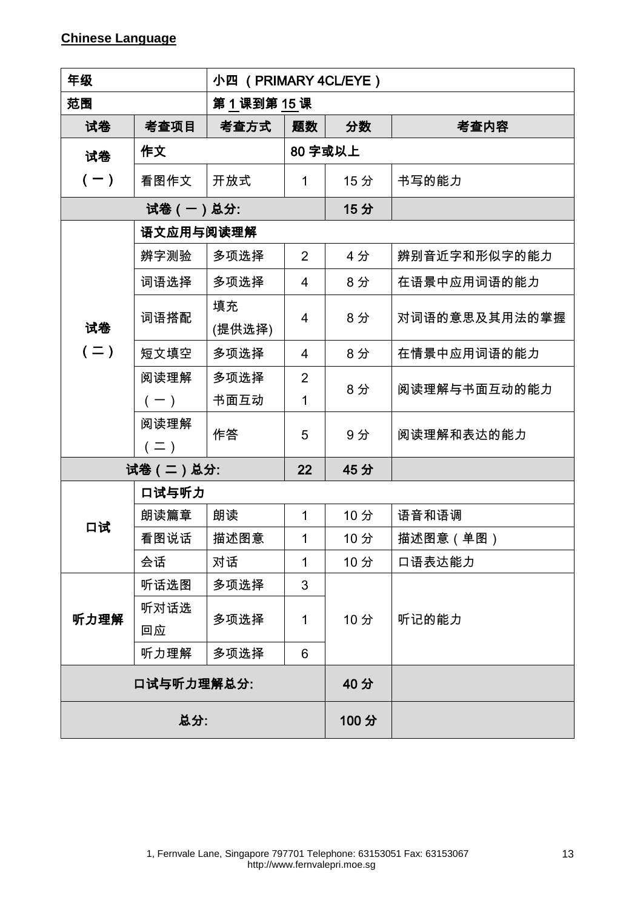**Chinese Language**

| 年级 | | 小四 （PRIMARY 4CL/EYE） | | | |
|---|---|---|---|---|---|
| 范围 | | 第 1 课到第 15 课 | | | |
| 试卷 | 考查项目 | 考查方式 | 题数 | 分数 | 考查内容 |
| 试卷（一） | 作文 | | 80 字或以上 | | |
| | 看图作文 | 开放式 | 1 | 15 分 | 书写的能力 |
| 试卷（一）总分: | | | | 15 分 | |
| 试卷（二） | 语文应用与阅读理解 | | | | |
| | 辨字测验 | 多项选择 | 2 | 4 分 | 辨别音近字和形似字的能力 |
| | 词语选择 | 多项选择 | 4 | 8 分 | 在语景中应用词语的能力 |
| | 词语搭配 | 填充 (提供选择) | 4 | 8 分 | 对词语的意思及其用法的掌握 |
| | 短文填空 | 多项选择 | 4 | 8 分 | 在情景中应用词语的能力 |
| | 阅读理解（一） | 多项选择<br>书面互动 | 2<br>1 | 8 分 | 阅读理解与书面互动的能力 |
| | 阅读理解（二） | 作答 | 5 | 9 分 | 阅读理解和表达的能力 |
| 试卷（二）总分: | | | 22 | 45 分 | |
| 口试 | 口试与听力 | | | | |
| | 朗读篇章 | 朗读 | 1 | 10 分 | 语音和语调 |
| | 看图说话 | 描述图意 | 1 | 10 分 | 描述图意（单图） |
| | 会话 | 对话 | 1 | 10 分 | 口语表达能力 |
| 听力理解 | 听话选图 | 多项选择 | 3 | 10 分 | 听记的能力 |
| | 听对话选回应 | 多项选择 | 1 | | |
| | 听力理解 | 多项选择 | 6 | | |
| 口试与听力理解总分: | | | | 40 分 | |
| 总分: | | | | 100 分 | |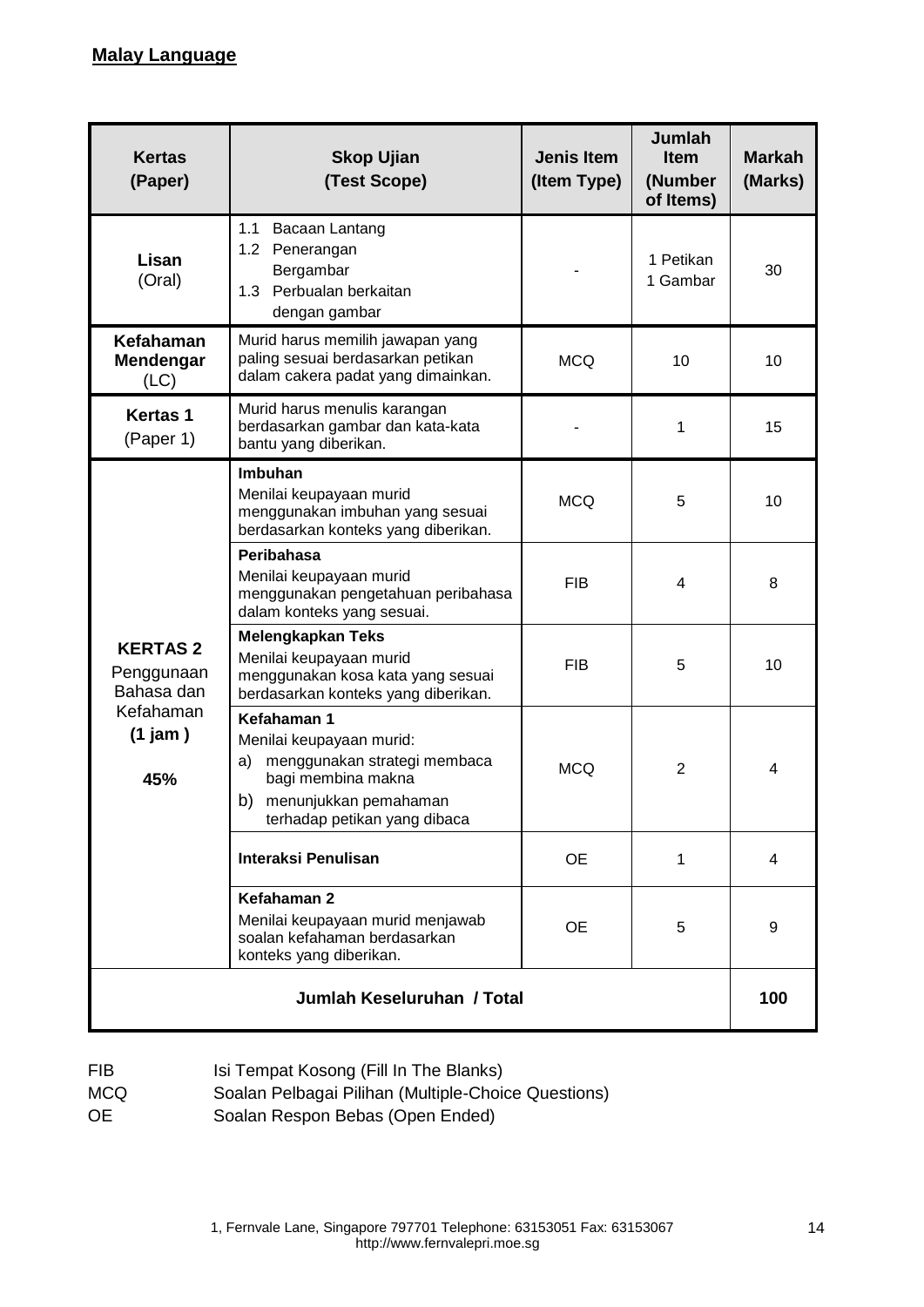**Malay Language**

| Kertas (Paper) | Skop Ujian (Test Scope) | Jenis Item (Item Type) | Jumlah Item (Number of Items) | Markah (Marks) |
|---|---|---|---|---|
| **Lisan** (Oral) | 1.1 Bacaan Lantang<br>1.2 Penerangan Bergambar<br>1.3 Perbualan berkaitan dengan gambar | - | 1 Petikan<br>1 Gambar | 30 |
| **Kefahaman Mendengar** (LC) | Murid harus memilih jawapan yang paling sesuai berdasarkan petikan dalam cakera padat yang dimainkan. | MCQ | 10 | 10 |
| **Kertas 1** (Paper 1) | Murid harus menulis karangan berdasarkan gambar dan kata-kata bantu yang diberikan. | - | 1 | 15 |
| **KERTAS 2** Penggunaan Bahasa dan Kefahaman **(1 jam)** **45%** | **Imbuhan**<br>Menilai keupayaan murid menggunakan imbuhan yang sesuai berdasarkan konteks yang diberikan. | MCQ | 5 | 10 |
| | **Peribahasa**<br>Menilai keupayaan murid menggunakan pengetahuan peribahasa dalam konteks yang sesuai. | FIB | 4 | 8 |
| | **Melengkapkan Teks**<br>Menilai keupayaan murid menggunakan kosa kata yang sesuai berdasarkan konteks yang diberikan. | FIB | 5 | 10 |
| | **Kefahaman 1**<br>Menilai keupayaan murid:<br>a) menggunakan strategi membaca bagi membina makna<br>b) menunjukkan pemahaman terhadap petikan yang dibaca | MCQ | 2 | 4 |
| | **Interaksi Penulisan** | OE | 1 | 4 |
| | **Kefahaman 2**<br>Menilai keupayaan murid menjawab soalan kefahaman berdasarkan konteks yang diberikan. | OE | 5 | 9 |
| **Jumlah Keseluruhan / Total** | | | | **100** |

FIB Isi Tempat Kosong (Fill In The Blanks)
MCQ Soalan Pelbagai Pilihan (Multiple-Choice Questions)
OE Soalan Respon Bebas (Open Ended)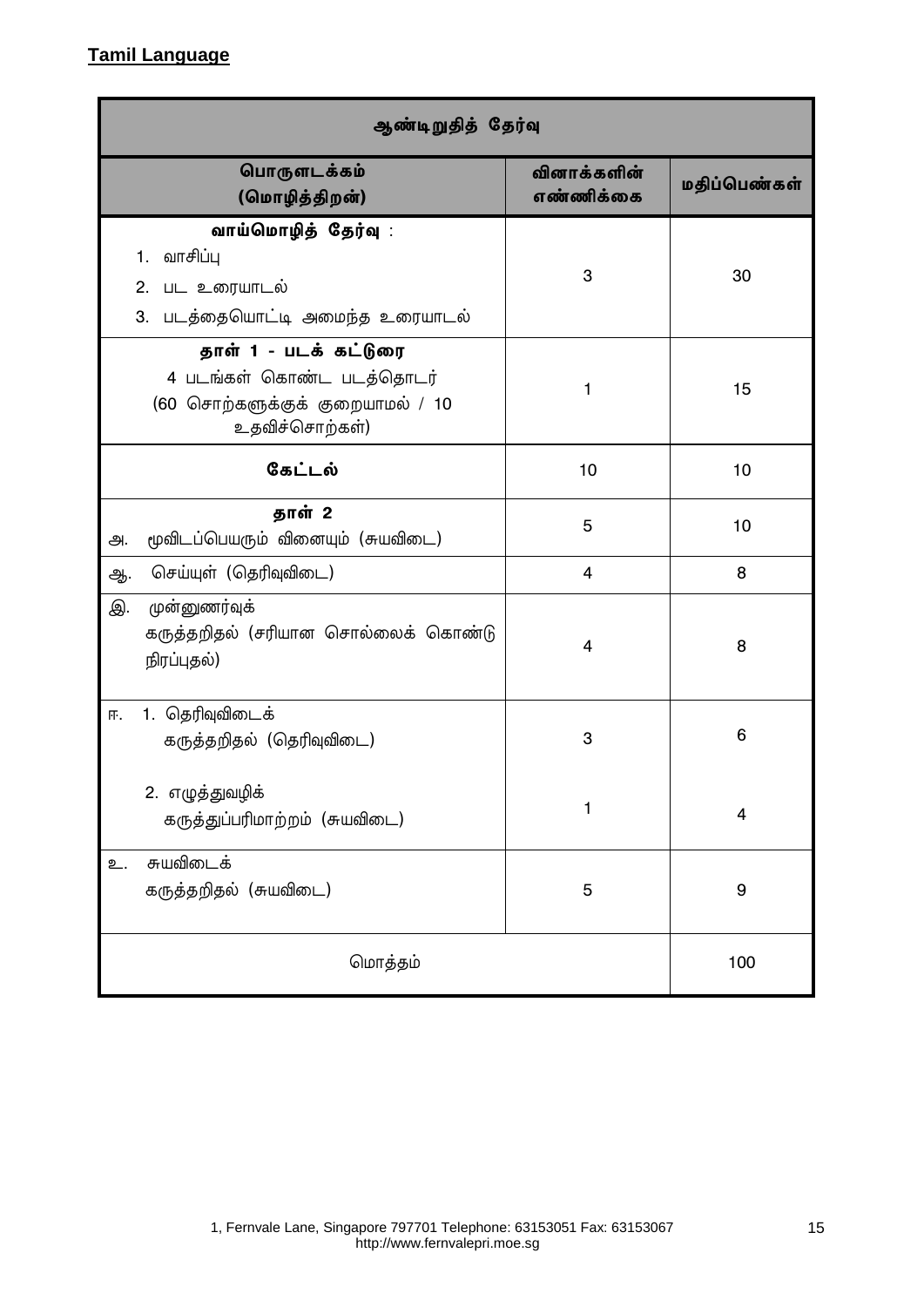**Tamil Language**

| ஆண்டிறுதித் தேர்வு | | |
|---|---|---|
| **பொருளடக்கம் (மொழித்திறன்)** | **வினாக்களின் எண்ணிக்கை** | **மதிப்பெண்கள்** |
| **வாய்மொழித் தேர்வு** : 1. வாசிப்பு 2. பட உரையாடல் 3. படத்தையொட்டி அமைந்த உரையாடல் | 3 | 30 |
| **தாள் 1 - படக் கட்டுரை** 4 படங்கள் கொண்ட படத்தொடர் (60 சொற்களுக்குக் குறையாமல் / 10 உதவிச்சொற்கள்) | 1 | 15 |
| **கேட்டல்** | 10 | 10 |
| **தாள் 2** அ. மூவிடப்பெயரும் வினையும் (சுயவிடை) | 5 | 10 |
| ஆ. செய்யுள் (தெரிவுவிடை) | 4 | 8 |
| இ. முன்னுணர்வுக் கருத்தறிதல் (சரியான சொல்லைக் கொண்டு நிரப்புதல்) | 4 | 8 |
| ஈ. 1. தெரிவுவிடைக் கருத்தறிதல் (தெரிவுவிடை) | 3 | 6 |
| 2. எழுத்துவழிக் கருத்துப்பரிமாற்றம் (சுயவிடை) | 1 | 4 |
| உ. சுயவிடைக் கருத்தறிதல் (சுயவிடை) | 5 | 9 |
| மொத்தம் | | 100 |

1, Fernvale Lane, Singapore 797701 Telephone: 63153051 Fax: 63153067
http://www.fernvalepri.moe.sg